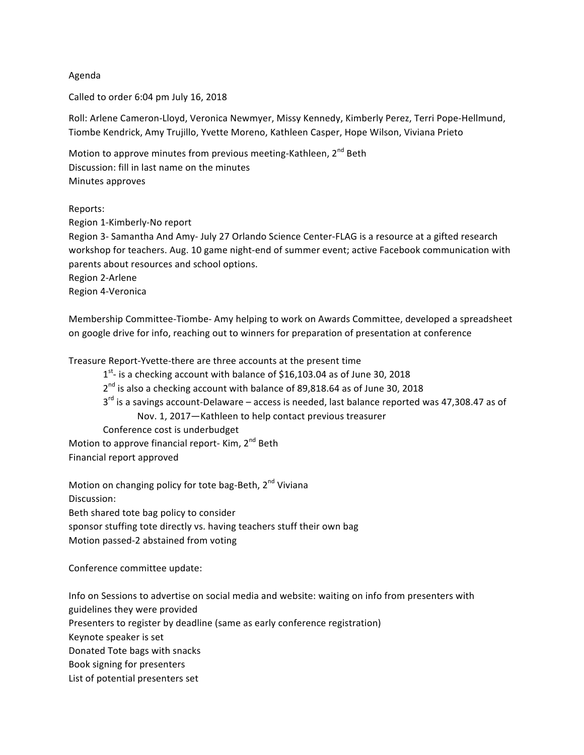Agenda

Called to order 6:04 pm July 16, 2018

Roll: Arlene Cameron-Lloyd, Veronica Newmyer, Missy Kennedy, Kimberly Perez, Terri Pope-Hellmund, Tiombe Kendrick, Amy Trujillo, Yvette Moreno, Kathleen Casper, Hope Wilson, Viviana Prieto

Motion to approve minutes from previous meeting-Kathleen, 2nd Beth
Discussion: fill in last name on the minutes
Minutes approves

Reports:
Region 1-Kimberly-No report
Region 3- Samantha And Amy- July 27 Orlando Science Center-FLAG is a resource at a gifted research workshop for teachers. Aug. 10 game night-end of summer event; active Facebook communication with parents about resources and school options.
Region 2-Arlene
Region 4-Veronica

Membership Committee-Tiombe- Amy helping to work on Awards Committee, developed a spreadsheet on google drive for info, reaching out to winners for preparation of presentation at conference

Treasure Report-Yvette-there are three accounts at the present time

- 1st- is a checking account with balance of $16,103.04 as of June 30, 2018
- 2nd is also a checking account with balance of 89,818.64 as of June 30, 2018
- 3rd is a savings account-Delaware – access is needed, last balance reported was 47,308.47 as of Nov. 1, 2017—Kathleen to help contact previous treasurer
- Conference cost is underbudget

Motion to approve financial report- Kim, 2nd Beth
Financial report approved

Motion on changing policy for tote bag-Beth, 2nd Viviana
Discussion:
Beth shared tote bag policy to consider
sponsor stuffing tote directly vs. having teachers stuff their own bag
Motion passed-2 abstained from voting

Conference committee update:

Info on Sessions to advertise on social media and website: waiting on info from presenters with guidelines they were provided
Presenters to register by deadline (same as early conference registration)
Keynote speaker is set
Donated Tote bags with snacks
Book signing for presenters
List of potential presenters set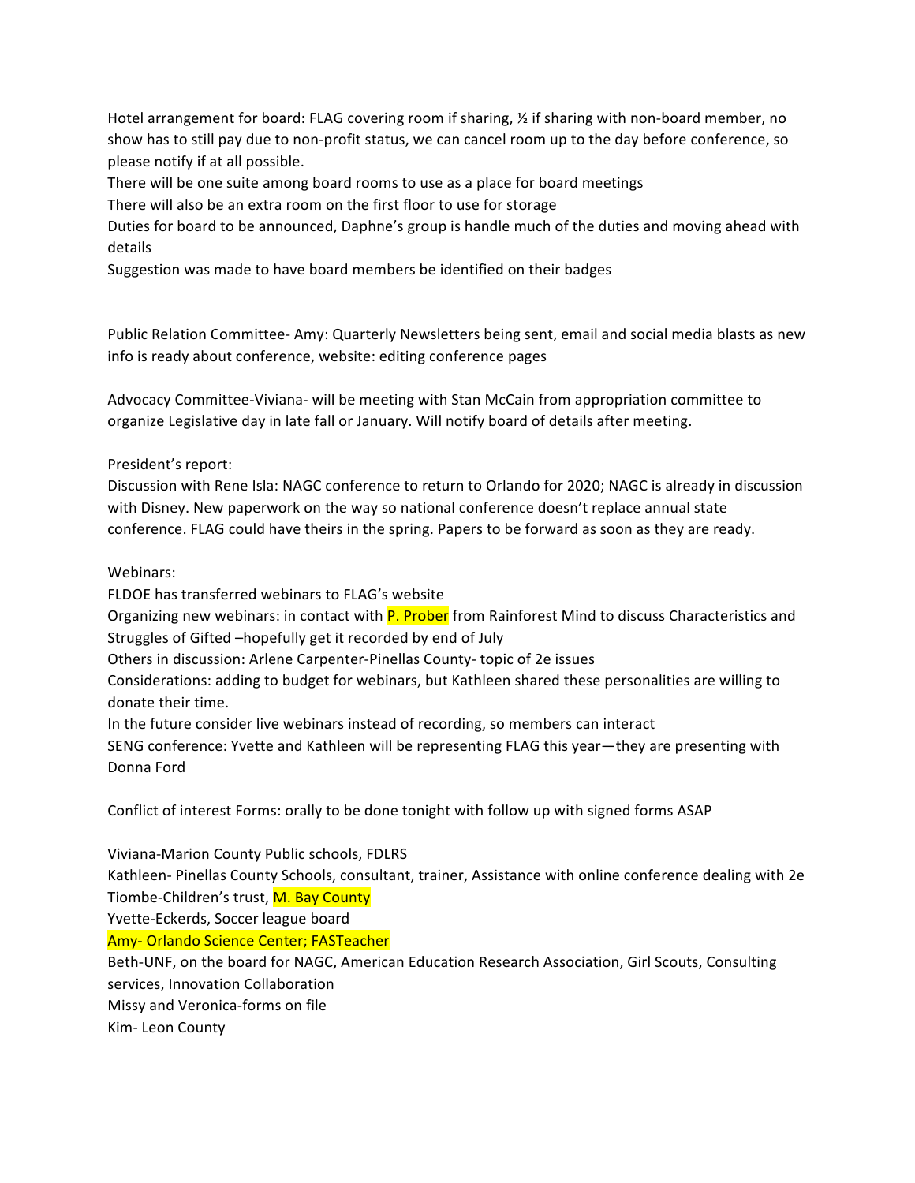Hotel arrangement for board: FLAG covering room if sharing, ½ if sharing with non-board member, no show has to still pay due to non-profit status, we can cancel room up to the day before conference, so please notify if at all possible.

There will be one suite among board rooms to use as a place for board meetings

There will also be an extra room on the first floor to use for storage

Duties for board to be announced, Daphne's group is handle much of the duties and moving ahead with details

Suggestion was made to have board members be identified on their badges

Public Relation Committee- Amy: Quarterly Newsletters being sent, email and social media blasts as new info is ready about conference, website: editing conference pages

Advocacy Committee-Viviana- will be meeting with Stan McCain from appropriation committee to organize Legislative day in late fall or January. Will notify board of details after meeting.

President's report:

Discussion with Rene Isla: NAGC conference to return to Orlando for 2020; NAGC is already in discussion with Disney. New paperwork on the way so national conference doesn't replace annual state conference. FLAG could have theirs in the spring. Papers to be forward as soon as they are ready.

Webinars:

FLDOE has transferred webinars to FLAG's website

Organizing new webinars: in contact with P. Prober from Rainforest Mind to discuss Characteristics and Struggles of Gifted –hopefully get it recorded by end of July

Others in discussion: Arlene Carpenter-Pinellas County- topic of 2e issues

Considerations: adding to budget for webinars, but Kathleen shared these personalities are willing to donate their time.

In the future consider live webinars instead of recording, so members can interact

SENG conference: Yvette and Kathleen will be representing FLAG this year—they are presenting with Donna Ford

Conflict of interest Forms: orally to be done tonight with follow up with signed forms ASAP

Viviana-Marion County Public schools, FDLRS

Kathleen- Pinellas County Schools, consultant, trainer, Assistance with online conference dealing with 2e

Tiombe-Children's trust, M. Bay County

Yvette-Eckerds, Soccer league board

Amy- Orlando Science Center; FASTeacher

Beth-UNF, on the board for NAGC, American Education Research Association, Girl Scouts, Consulting services, Innovation Collaboration

Missy and Veronica-forms on file

Kim- Leon County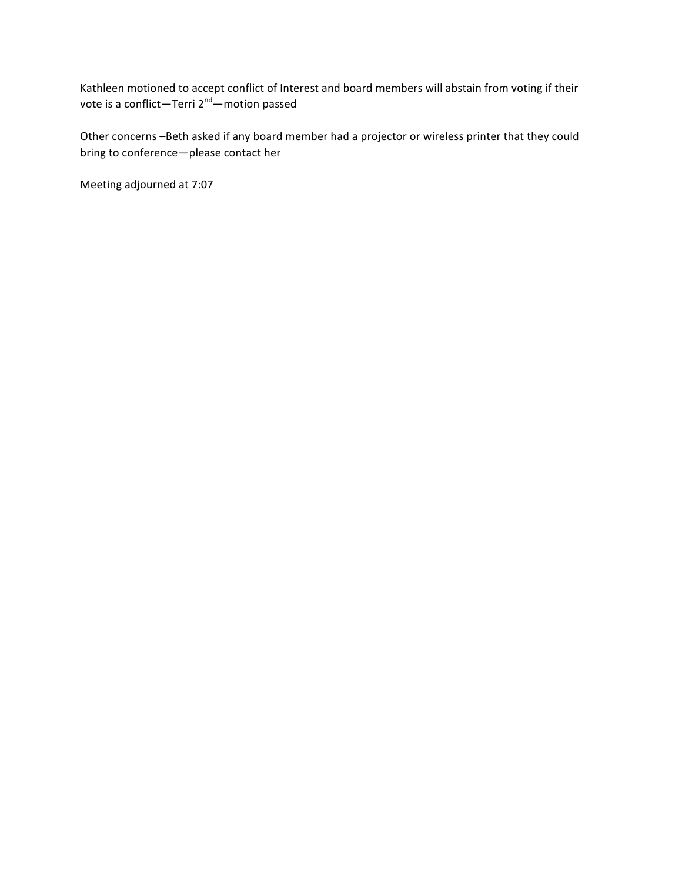Kathleen motioned to accept conflict of Interest and board members will abstain from voting if their vote is a conflict—Terri 2nd—motion passed

Other concerns –Beth asked if any board member had a projector or wireless printer that they could bring to conference—please contact her

Meeting adjourned at 7:07